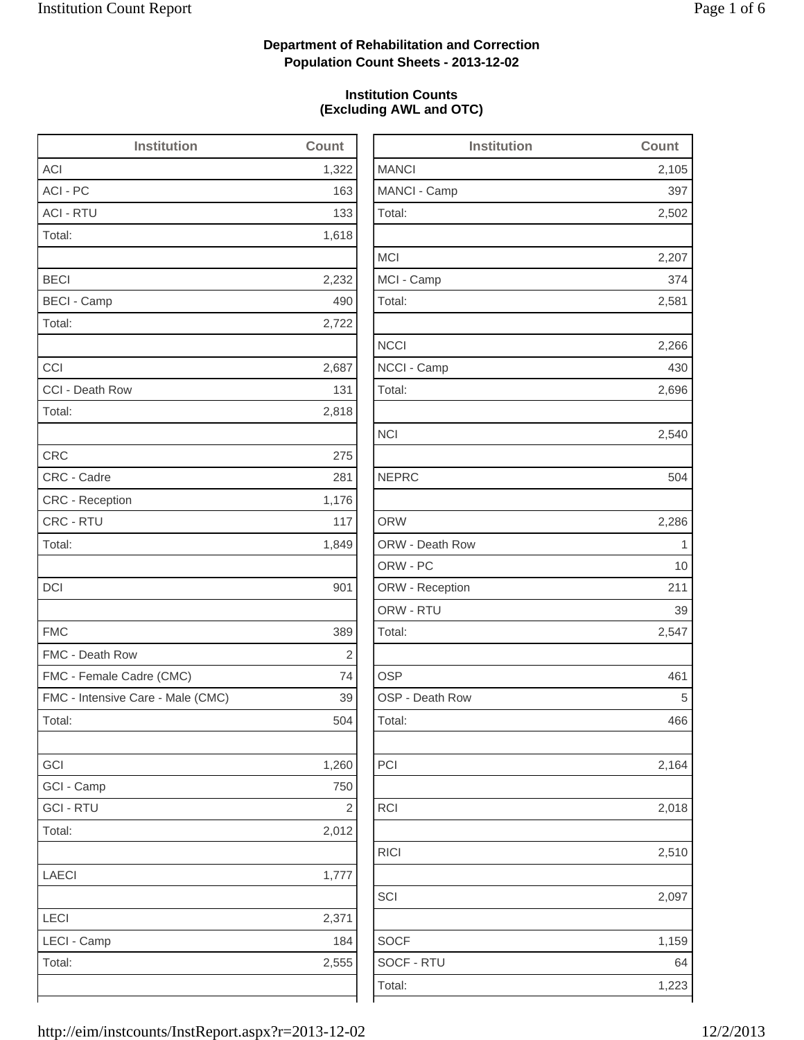**Department of Rehabilitation and Correction**
**Population Count Sheets - 2013-12-02**

**Institution Counts**
**(Excluding AWL and OTC)**

| Institution | Count |
|---|---|
| ACI | 1,322 |
| ACI - PC | 163 |
| ACI - RTU | 133 |
| Total: | 1,618 |
| | |
| BECI | 2,232 |
| BECI - Camp | 490 |
| Total: | 2,722 |
| | |
| CCI | 2,687 |
| CCI - Death Row | 131 |
| Total: | 2,818 |
| | |
| CRC | 275 |
| CRC - Cadre | 281 |
| CRC - Reception | 1,176 |
| CRC - RTU | 117 |
| Total: | 1,849 |
| | |
| DCI | 901 |
| | |
| FMC | 389 |
| FMC - Death Row | 2 |
| FMC - Female Cadre (CMC) | 74 |
| FMC - Intensive Care - Male (CMC) | 39 |
| Total: | 504 |
| | |
| GCI | 1,260 |
| GCI - Camp | 750 |
| GCI - RTU | 2 |
| Total: | 2,012 |
| | |
| LAECI | 1,777 |
| | |
| LECI | 2,371 |
| LECI - Camp | 184 |
| Total: | 2,555 |
| | |

| Institution | Count |
|---|---|
| MANCI | 2,105 |
| MANCI - Camp | 397 |
| Total: | 2,502 |
| | |
| MCI | 2,207 |
| MCI - Camp | 374 |
| Total: | 2,581 |
| | |
| NCCI | 2,266 |
| NCCI - Camp | 430 |
| Total: | 2,696 |
| | |
| NCI | 2,540 |
| | |
| NEPRC | 504 |
| | |
| ORW | 2,286 |
| ORW - Death Row | 1 |
| ORW - PC | 10 |
| ORW - Reception | 211 |
| ORW - RTU | 39 |
| Total: | 2,547 |
| | |
| OSP | 461 |
| OSP - Death Row | 5 |
| Total: | 466 |
| | |
| PCI | 2,164 |
| | |
| RCI | 2,018 |
| | |
| RICI | 2,510 |
| | |
| SCI | 2,097 |
| | |
| SOCF | 1,159 |
| SOCF - RTU | 64 |
| Total: | 1,223 |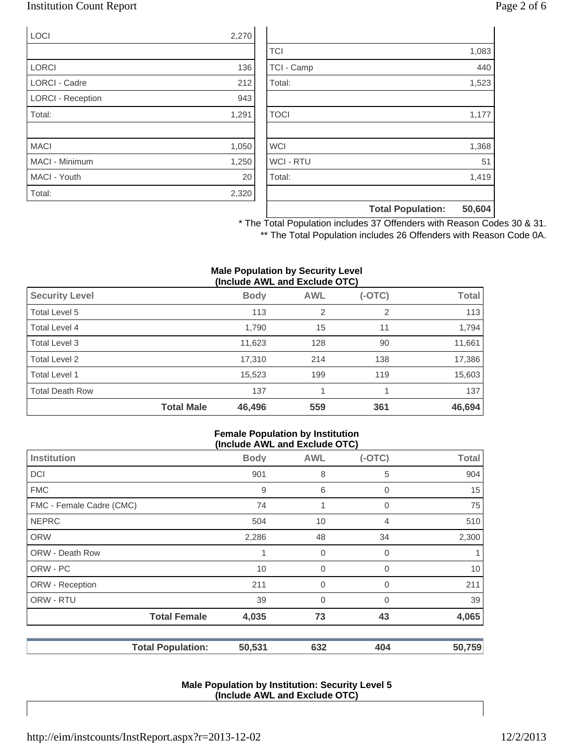| | |
|---|---|
| LOCI | 2,270 |
| | |
| LORCI | 136 |
| LORCI - Cadre | 212 |
| LORCI - Reception | 943 |
| Total: | 1,291 |
| | |
| MACI | 1,050 |
| MACI - Minimum | 1,250 |
| MACI - Youth | 20 |
| Total: | 2,320 |

| | |
|---|---|
| | |
| TCI | 1,083 |
| TCI - Camp | 440 |
| Total: | 1,523 |
| | |
| TOCI | 1,177 |
| | |
| WCI | 1,368 |
| WCI - RTU | 51 |
| Total: | 1,419 |
| | |
| **Total Population:** | **50,604** |

* The Total Population includes 37 Offenders with Reason Codes 30 & 31.
** The Total Population includes 26 Offenders with Reason Code 0A.

**Male Population by Security Level (Include AWL and Exclude OTC)**

| Security Level | Body | AWL | (-OTC) | Total |
|---|---|---|---|---|
| Total Level 5 | 113 | 2 | 2 | 113 |
| Total Level 4 | 1,790 | 15 | 11 | 1,794 |
| Total Level 3 | 11,623 | 128 | 90 | 11,661 |
| Total Level 2 | 17,310 | 214 | 138 | 17,386 |
| Total Level 1 | 15,523 | 199 | 119 | 15,603 |
| Total Death Row | 137 | 1 | 1 | 137 |
| **Total Male** | **46,496** | **559** | **361** | **46,694** |

**Female Population by Institution (Include AWL and Exclude OTC)**

| Institution | Body | AWL | (-OTC) | Total |
|---|---|---|---|---|
| DCI | 901 | 8 | 5 | 904 |
| FMC | 9 | 6 | 0 | 15 |
| FMC - Female Cadre (CMC) | 74 | 1 | 0 | 75 |
| NEPRC | 504 | 10 | 4 | 510 |
| ORW | 2,286 | 48 | 34 | 2,300 |
| ORW - Death Row | 1 | 0 | 0 | 1 |
| ORW - PC | 10 | 0 | 0 | 10 |
| ORW - Reception | 211 | 0 | 0 | 211 |
| ORW - RTU | 39 | 0 | 0 | 39 |
| **Total Female** | **4,035** | **73** | **43** | **4,065** |
| **Total Population:** | **50,531** | **632** | **404** | **50,759** |

**Male Population by Institution: Security Level 5 (Include AWL and Exclude OTC)**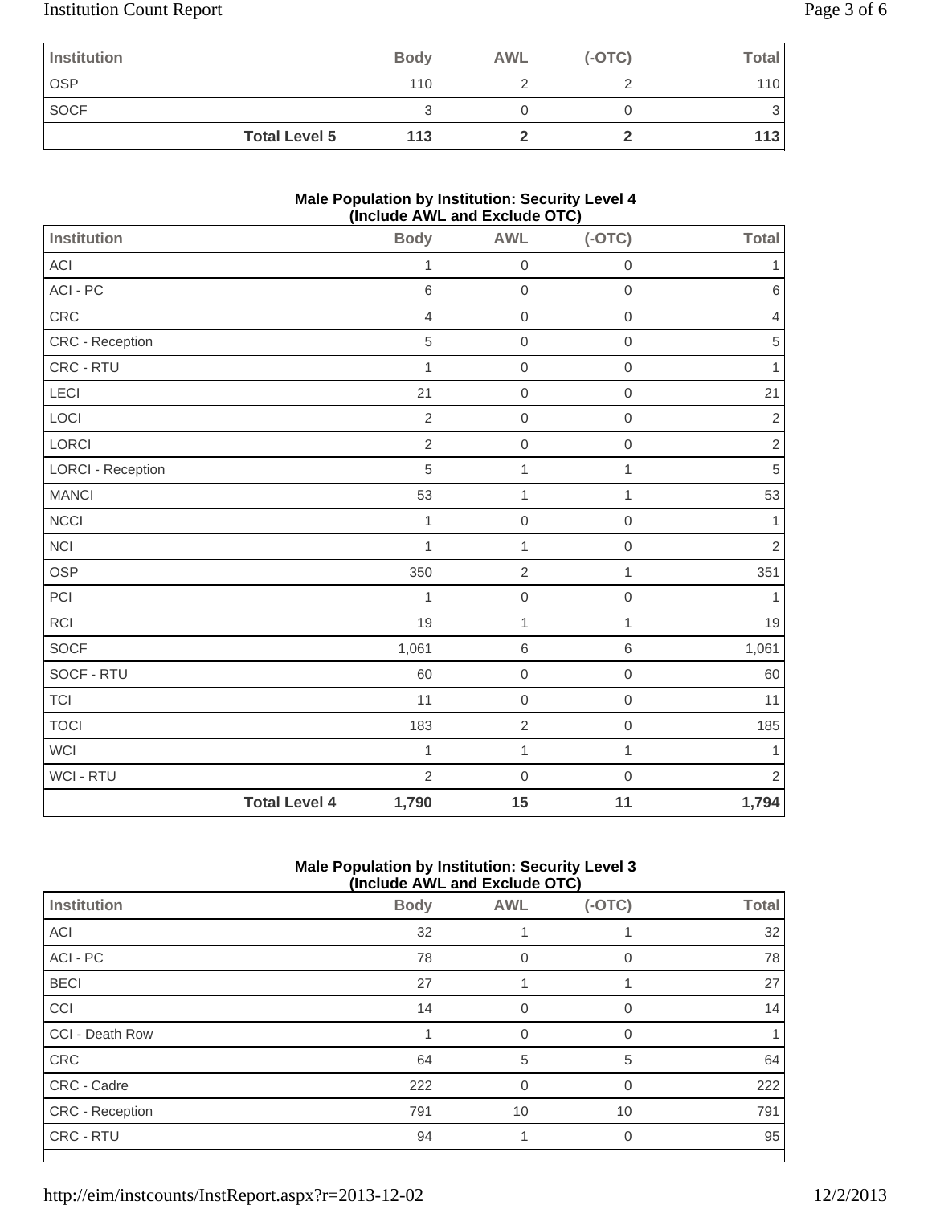| Institution | Body | AWL | (-OTC) | Total |
|---|---|---|---|---|
| OSP | 110 | 2 | 2 | 110 |
| SOCF | 3 | 0 | 0 | 3 |
| **Total Level 5** | **113** | **2** | **2** | **113** |

**Male Population by Institution: Security Level 4 (Include AWL and Exclude OTC)**

| Institution | Body | AWL | (-OTC) | Total |
|---|---|---|---|---|
| ACI | 1 | 0 | 0 | 1 |
| ACI - PC | 6 | 0 | 0 | 6 |
| CRC | 4 | 0 | 0 | 4 |
| CRC - Reception | 5 | 0 | 0 | 5 |
| CRC - RTU | 1 | 0 | 0 | 1 |
| LECI | 21 | 0 | 0 | 21 |
| LOCI | 2 | 0 | 0 | 2 |
| LORCI | 2 | 0 | 0 | 2 |
| LORCI - Reception | 5 | 1 | 1 | 5 |
| MANCI | 53 | 1 | 1 | 53 |
| NCCI | 1 | 0 | 0 | 1 |
| NCI | 1 | 1 | 0 | 2 |
| OSP | 350 | 2 | 1 | 351 |
| PCI | 1 | 0 | 0 | 1 |
| RCI | 19 | 1 | 1 | 19 |
| SOCF | 1,061 | 6 | 6 | 1,061 |
| SOCF - RTU | 60 | 0 | 0 | 60 |
| TCI | 11 | 0 | 0 | 11 |
| TOCI | 183 | 2 | 0 | 185 |
| WCI | 1 | 1 | 1 | 1 |
| WCI - RTU | 2 | 0 | 0 | 2 |
| **Total Level 4** | **1,790** | **15** | **11** | **1,794** |

**Male Population by Institution: Security Level 3 (Include AWL and Exclude OTC)**

| Institution | Body | AWL | (-OTC) | Total |
|---|---|---|---|---|
| ACI | 32 | 1 | 1 | 32 |
| ACI - PC | 78 | 0 | 0 | 78 |
| BECI | 27 | 1 | 1 | 27 |
| CCI | 14 | 0 | 0 | 14 |
| CCI - Death Row | 1 | 0 | 0 | 1 |
| CRC | 64 | 5 | 5 | 64 |
| CRC - Cadre | 222 | 0 | 0 | 222 |
| CRC - Reception | 791 | 10 | 10 | 791 |
| CRC - RTU | 94 | 1 | 0 | 95 |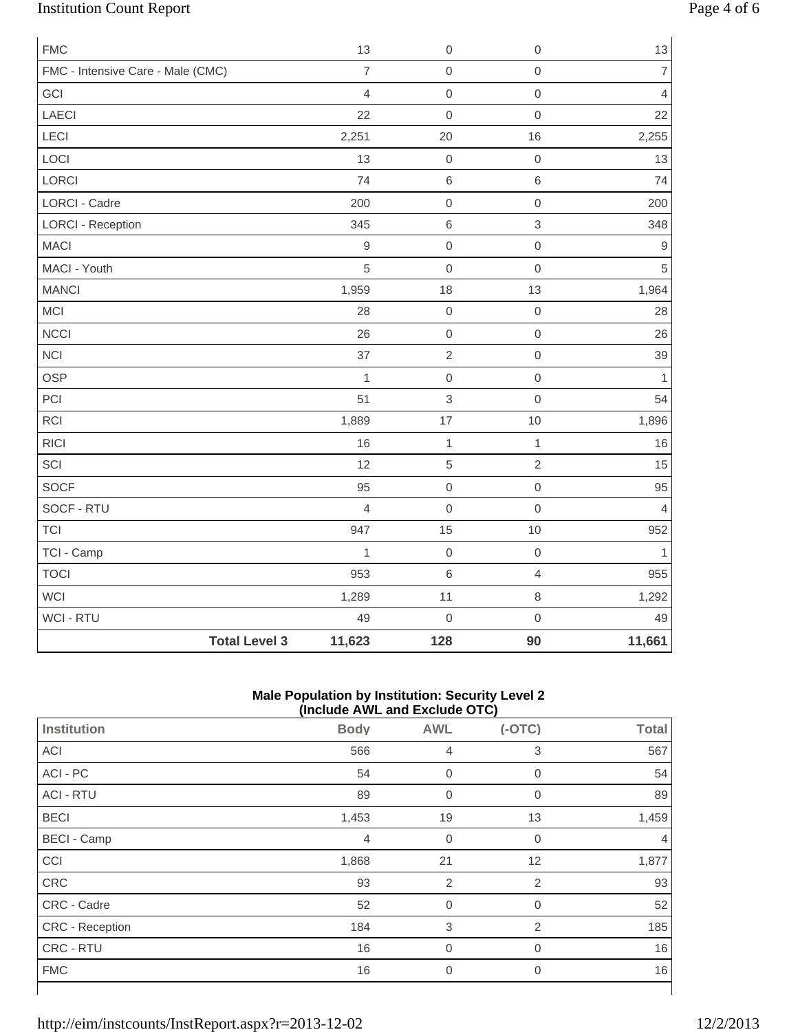| | | | | |
|---|---|---|---|---|
| FMC | 13 | 0 | 0 | 13 |
| FMC - Intensive Care - Male (CMC) | 7 | 0 | 0 | 7 |
| GCI | 4 | 0 | 0 | 4 |
| LAECI | 22 | 0 | 0 | 22 |
| LECI | 2,251 | 20 | 16 | 2,255 |
| LOCI | 13 | 0 | 0 | 13 |
| LORCI | 74 | 6 | 6 | 74 |
| LORCI - Cadre | 200 | 0 | 0 | 200 |
| LORCI - Reception | 345 | 6 | 3 | 348 |
| MACI | 9 | 0 | 0 | 9 |
| MACI - Youth | 5 | 0 | 0 | 5 |
| MANCI | 1,959 | 18 | 13 | 1,964 |
| MCI | 28 | 0 | 0 | 28 |
| NCCI | 26 | 0 | 0 | 26 |
| NCI | 37 | 2 | 0 | 39 |
| OSP | 1 | 0 | 0 | 1 |
| PCI | 51 | 3 | 0 | 54 |
| RCI | 1,889 | 17 | 10 | 1,896 |
| RICI | 16 | 1 | 1 | 16 |
| SCI | 12 | 5 | 2 | 15 |
| SOCF | 95 | 0 | 0 | 95 |
| SOCF - RTU | 4 | 0 | 0 | 4 |
| TCI | 947 | 15 | 10 | 952 |
| TCI - Camp | 1 | 0 | 0 | 1 |
| TOCI | 953 | 6 | 4 | 955 |
| WCI | 1,289 | 11 | 8 | 1,292 |
| WCI - RTU | 49 | 0 | 0 | 49 |
| **Total Level 3** | **11,623** | **128** | **90** | **11,661** |

**Male Population by Institution: Security Level 2 (Include AWL and Exclude OTC)**

| Institution | Body | AWL | (-OTC) | Total |
|---|---|---|---|---|
| ACI | 566 | 4 | 3 | 567 |
| ACI - PC | 54 | 0 | 0 | 54 |
| ACI - RTU | 89 | 0 | 0 | 89 |
| BECI | 1,453 | 19 | 13 | 1,459 |
| BECI - Camp | 4 | 0 | 0 | 4 |
| CCI | 1,868 | 21 | 12 | 1,877 |
| CRC | 93 | 2 | 2 | 93 |
| CRC - Cadre | 52 | 0 | 0 | 52 |
| CRC - Reception | 184 | 3 | 2 | 185 |
| CRC - RTU | 16 | 0 | 0 | 16 |
| FMC | 16 | 0 | 0 | 16 |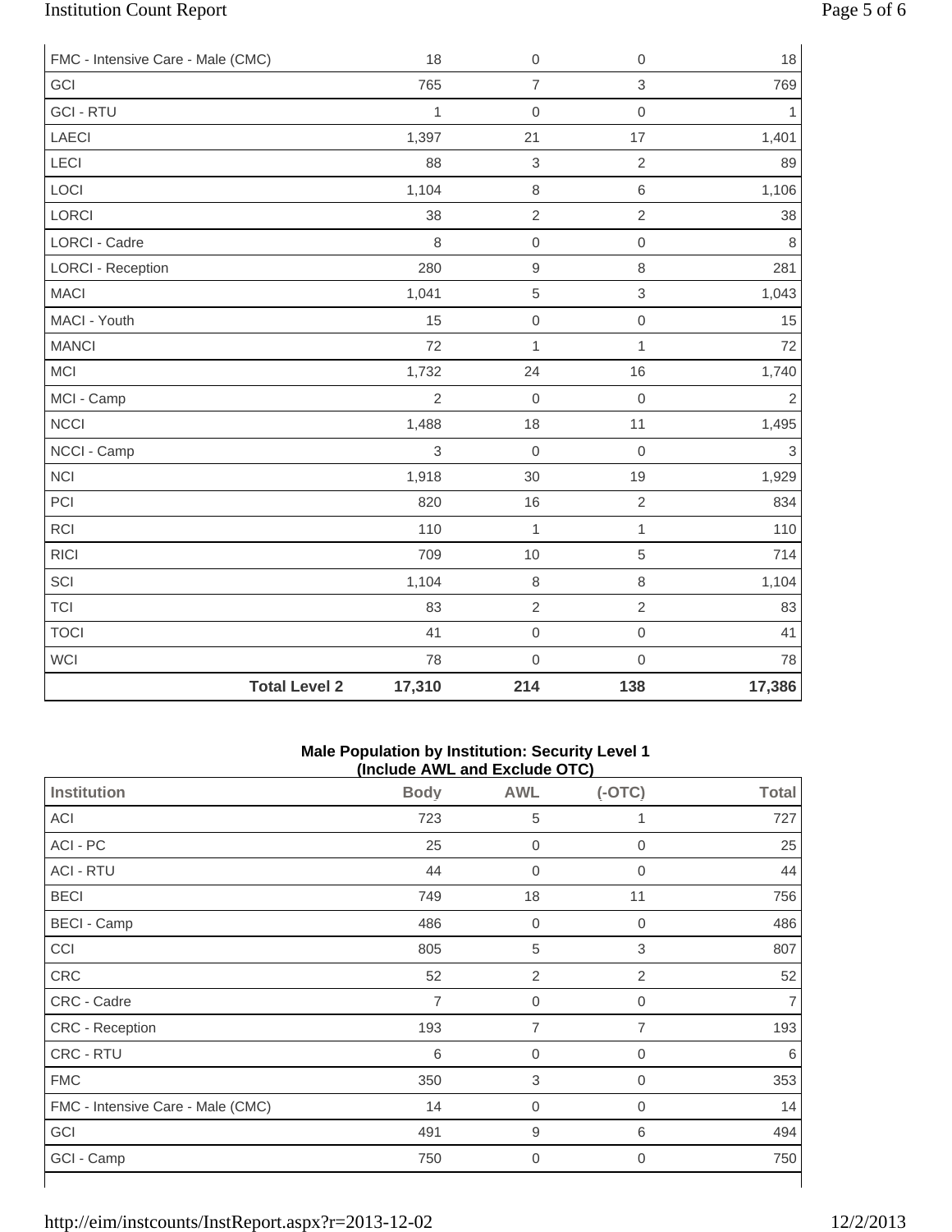| | | | | |
|---|---|---|---|---|
| FMC - Intensive Care - Male (CMC) | 18 | 0 | 0 | 18 |
| GCI | 765 | 7 | 3 | 769 |
| GCI - RTU | 1 | 0 | 0 | 1 |
| LAECI | 1,397 | 21 | 17 | 1,401 |
| LECI | 88 | 3 | 2 | 89 |
| LOCI | 1,104 | 8 | 6 | 1,106 |
| LORCI | 38 | 2 | 2 | 38 |
| LORCI - Cadre | 8 | 0 | 0 | 8 |
| LORCI - Reception | 280 | 9 | 8 | 281 |
| MACI | 1,041 | 5 | 3 | 1,043 |
| MACI - Youth | 15 | 0 | 0 | 15 |
| MANCI | 72 | 1 | 1 | 72 |
| MCI | 1,732 | 24 | 16 | 1,740 |
| MCI - Camp | 2 | 0 | 0 | 2 |
| NCCI | 1,488 | 18 | 11 | 1,495 |
| NCCI - Camp | 3 | 0 | 0 | 3 |
| NCI | 1,918 | 30 | 19 | 1,929 |
| PCI | 820 | 16 | 2 | 834 |
| RCI | 110 | 1 | 1 | 110 |
| RICI | 709 | 10 | 5 | 714 |
| SCI | 1,104 | 8 | 8 | 1,104 |
| TCI | 83 | 2 | 2 | 83 |
| TOCI | 41 | 0 | 0 | 41 |
| WCI | 78 | 0 | 0 | 78 |
| **Total Level 2** | **17,310** | **214** | **138** | **17,386** |

**Male Population by Institution: Security Level 1**
**(Include AWL and Exclude OTC)**

| Institution | Body | AWL | (-OTC) | Total |
|---|---|---|---|---|
| ACI | 723 | 5 | 1 | 727 |
| ACI - PC | 25 | 0 | 0 | 25 |
| ACI - RTU | 44 | 0 | 0 | 44 |
| BECI | 749 | 18 | 11 | 756 |
| BECI - Camp | 486 | 0 | 0 | 486 |
| CCI | 805 | 5 | 3 | 807 |
| CRC | 52 | 2 | 2 | 52 |
| CRC - Cadre | 7 | 0 | 0 | 7 |
| CRC - Reception | 193 | 7 | 7 | 193 |
| CRC - RTU | 6 | 0 | 0 | 6 |
| FMC | 350 | 3 | 0 | 353 |
| FMC - Intensive Care - Male (CMC) | 14 | 0 | 0 | 14 |
| GCI | 491 | 9 | 6 | 494 |
| GCI - Camp | 750 | 0 | 0 | 750 |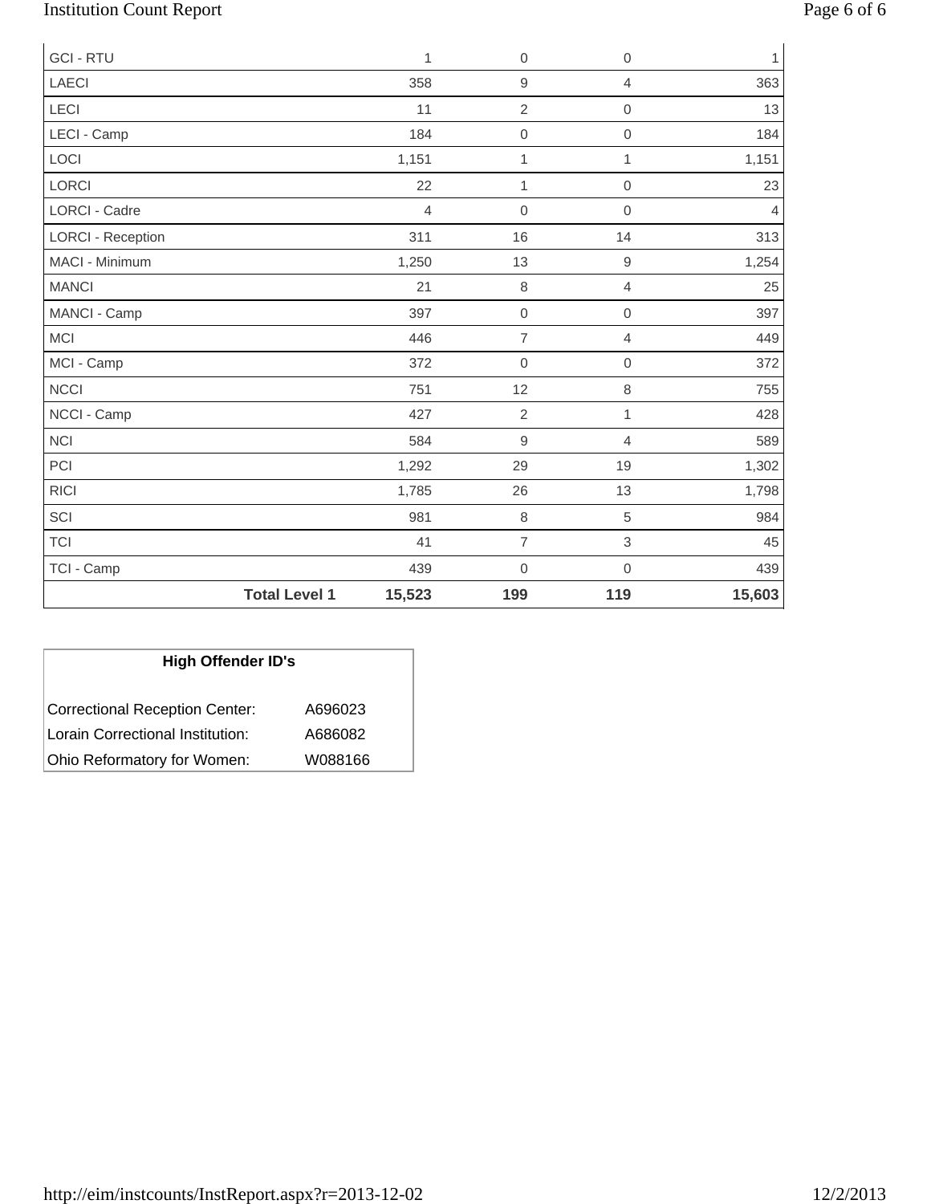| | | | | |
|---|---|---|---|---|
| GCI - RTU | 1 | 0 | 0 | 1 |
| LAECI | 358 | 9 | 4 | 363 |
| LECI | 11 | 2 | 0 | 13 |
| LECI - Camp | 184 | 0 | 0 | 184 |
| LOCI | 1,151 | 1 | 1 | 1,151 |
| LORCI | 22 | 1 | 0 | 23 |
| LORCI - Cadre | 4 | 0 | 0 | 4 |
| LORCI - Reception | 311 | 16 | 14 | 313 |
| MACI - Minimum | 1,250 | 13 | 9 | 1,254 |
| MANCI | 21 | 8 | 4 | 25 |
| MANCI - Camp | 397 | 0 | 0 | 397 |
| MCI | 446 | 7 | 4 | 449 |
| MCI - Camp | 372 | 0 | 0 | 372 |
| NCCI | 751 | 12 | 8 | 755 |
| NCCI - Camp | 427 | 2 | 1 | 428 |
| NCI | 584 | 9 | 4 | 589 |
| PCI | 1,292 | 29 | 19 | 1,302 |
| RICI | 1,785 | 26 | 13 | 1,798 |
| SCI | 981 | 8 | 5 | 984 |
| TCI | 41 | 7 | 3 | 45 |
| TCI - Camp | 439 | 0 | 0 | 439 |
| **Total Level 1** | **15,523** | **199** | **119** | **15,603** |

| High Offender ID's | |
|---|---|
| Correctional Reception Center: | A696023 |
| Lorain Correctional Institution: | A686082 |
| Ohio Reformatory for Women: | W088166 |